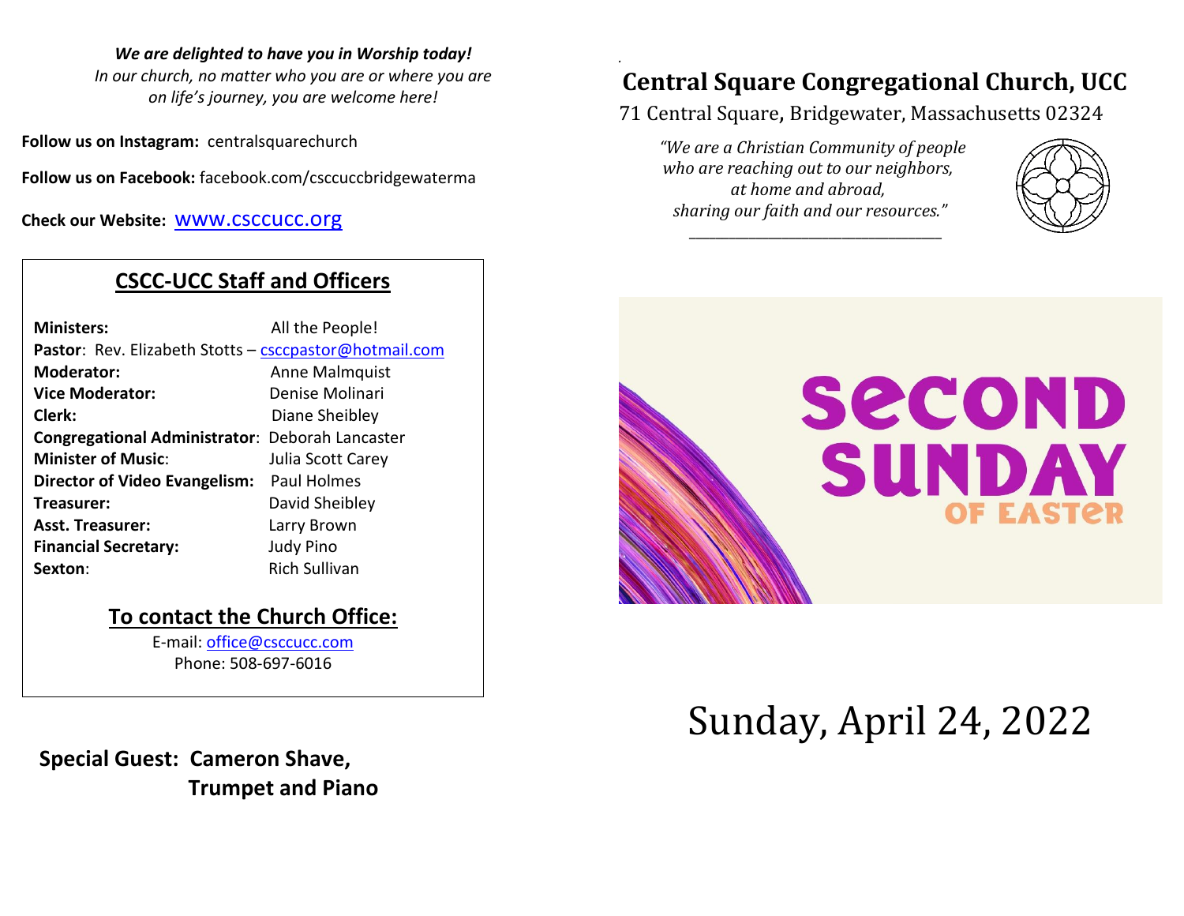***We are delighted to have you in Worship today!***
*In our church, no matter who you are or where you are on life's journey, you are welcome here!*

**Follow us on Instagram:** centralsquarechurch

**Follow us on Facebook:** facebook.com/csccuccbridgewaterma

**Check our Website:** www.csccucc.org

## CSCC-UCC Staff and Officers

**Ministers:** All the People!
**Pastor**: Rev. Elizabeth Stotts – csccpastor@hotmail.com
**Moderator:** Anne Malmquist
**Vice Moderator:** Denise Molinari
**Clerk:** Diane Sheibley
**Congregational Administrator**: Deborah Lancaster
**Minister of Music**: Julia Scott Carey
**Director of Video Evangelism:** Paul Holmes
**Treasurer:** David Sheibley
**Asst. Treasurer:** Larry Brown
**Financial Secretary:** Judy Pino
**Sexton**: Rich Sullivan

## To contact the Church Office:

E-mail: office@csccucc.com
Phone: 508-697-6016

**Special Guest: Cameron Shave, Trumpet and Piano**

# Central Square Congregational Church, UCC

71 Central Square, Bridgewater, Massachusetts 02324

*"We are a Christian Community of people who are reaching out to our neighbors, at home and abroad, sharing our faith and our resources."*

# SECOND SUNDAY OF EASTER

# Sunday, April 24, 2022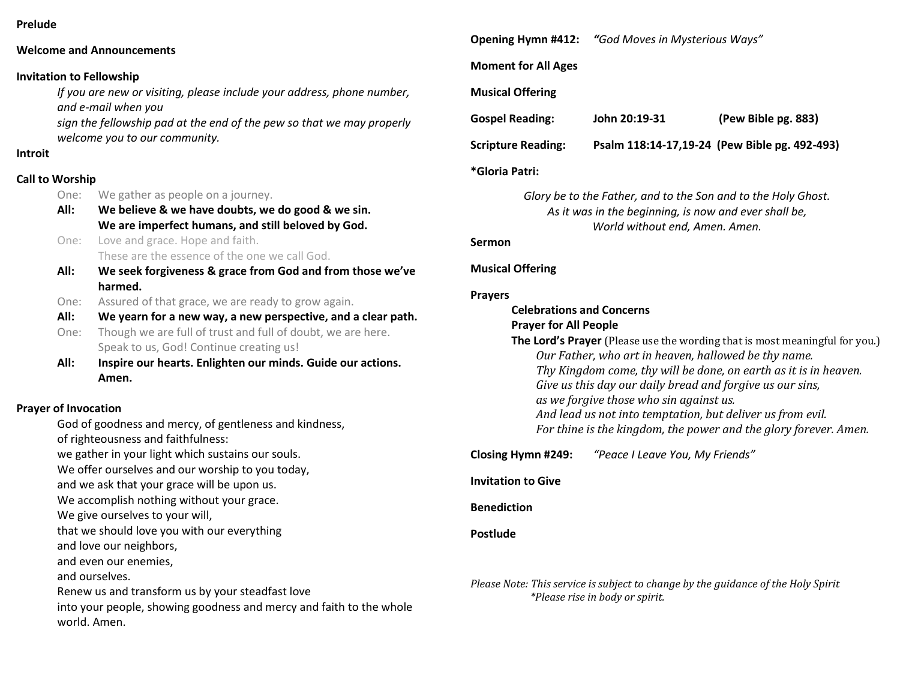**Prelude**

**Welcome and Announcements**

**Invitation to Fellowship**

*If you are new or visiting, please include your address, phone number, and e-mail when you sign the fellowship pad at the end of the pew so that we may properly welcome you to our community.*

**Introit**

**Call to Worship**

One: We gather as people on a journey.

**All: We believe & we have doubts, we do good & we sin. We are imperfect humans, and still beloved by God.**

One: Love and grace. Hope and faith. These are the essence of the one we call God.

**All: We seek forgiveness & grace from God and from those we've harmed.**

One: Assured of that grace, we are ready to grow again.

**All: We yearn for a new way, a new perspective, and a clear path.**

One: Though we are full of trust and full of doubt, we are here. Speak to us, God! Continue creating us!

**All: Inspire our hearts. Enlighten our minds. Guide our actions. Amen.**

**Prayer of Invocation**

God of goodness and mercy, of gentleness and kindness,
of righteousness and faithfulness:
we gather in your light which sustains our souls.
We offer ourselves and our worship to you today,
and we ask that your grace will be upon us.
We accomplish nothing without your grace.
We give ourselves to your will,
that we should love you with our everything
and love our neighbors,
and even our enemies,
and ourselves.
Renew us and transform us by your steadfast love
into your people, showing goodness and mercy and faith to the whole world. Amen.

**Opening Hymn #412:** *"God Moves in Mysterious Ways"*

**Moment for All Ages**

**Musical Offering**

**Gospel Reading:** **John 20:19-31** **(Pew Bible pg. 883)**

**Scripture Reading:** **Psalm 118:14-17,19-24** **(Pew Bible pg. 492-493)**

**\*Gloria Patri:**

*Glory be to the Father, and to the Son and to the Holy Ghost.*
*As it was in the beginning, is now and ever shall be,*
*World without end, Amen. Amen.*

**Sermon**

**Musical Offering**

**Prayers**

**Celebrations and Concerns**

**Prayer for All People**

**The Lord's Prayer** (Please use the wording that is most meaningful for you.)

*Our Father, who art in heaven, hallowed be thy name.*
*Thy Kingdom come, thy will be done, on earth as it is in heaven.*
*Give us this day our daily bread and forgive us our sins,*
*as we forgive those who sin against us.*
*And lead us not into temptation, but deliver us from evil.*
*For thine is the kingdom, the power and the glory forever. Amen.*

**Closing Hymn #249:** *"Peace I Leave You, My Friends"*

**Invitation to Give**

**Benediction**

**Postlude**

*Please Note: This service is subject to change by the guidance of the Holy Spirit*
*\*Please rise in body or spirit.*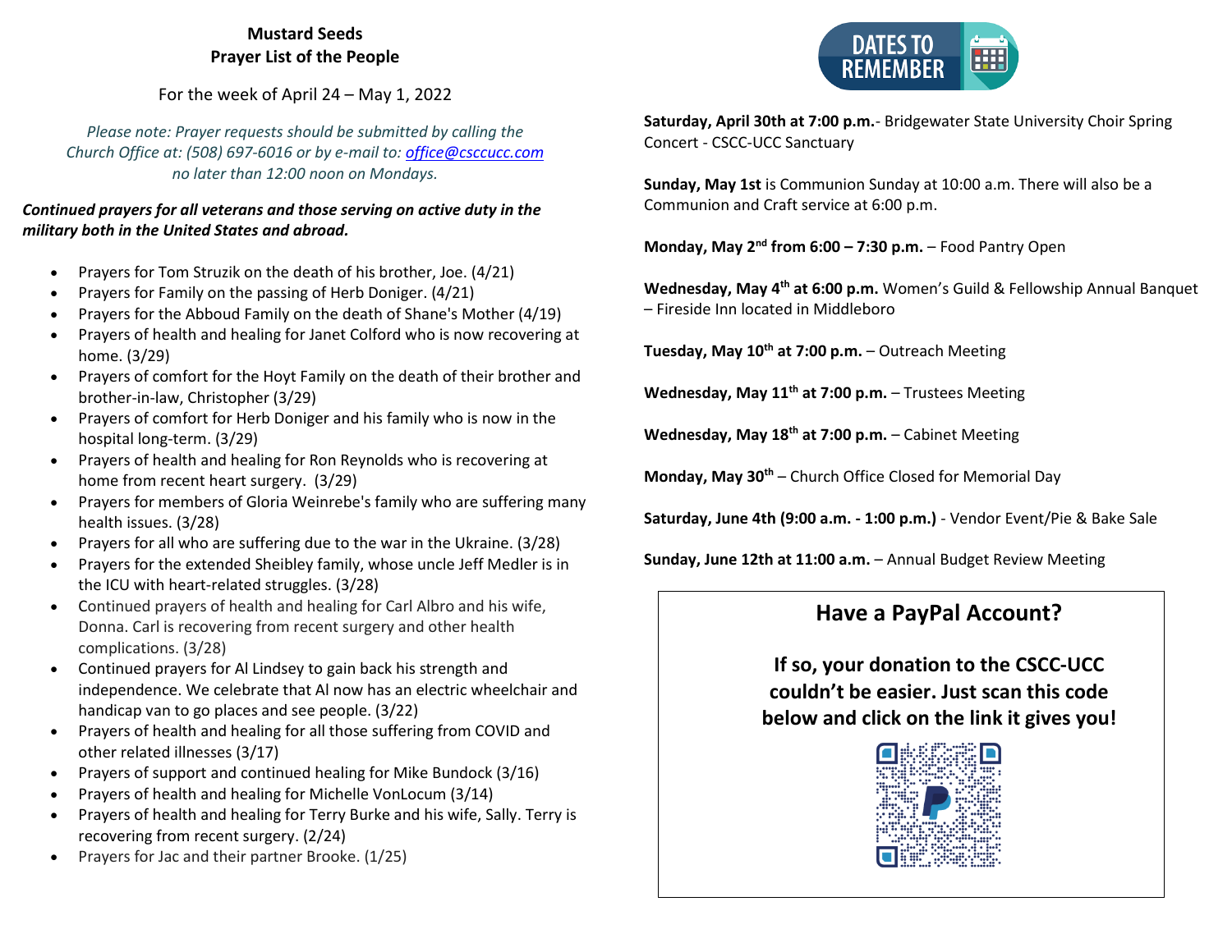**Mustard Seeds**
**Prayer List of the People**

For the week of April 24 – May 1, 2022

*Please note: Prayer requests should be submitted by calling the Church Office at: (508) 697-6016 or by e-mail to: office@csccucc.com no later than 12:00 noon on Mondays.*

***Continued prayers for all veterans and those serving on active duty in the military both in the United States and abroad.***

- Prayers for Tom Struzik on the death of his brother, Joe. (4/21)
- Prayers for Family on the passing of Herb Doniger. (4/21)
- Prayers for the Abboud Family on the death of Shane's Mother (4/19)
- Prayers of health and healing for Janet Colford who is now recovering at home. (3/29)
- Prayers of comfort for the Hoyt Family on the death of their brother and brother-in-law, Christopher (3/29)
- Prayers of comfort for Herb Doniger and his family who is now in the hospital long-term. (3/29)
- Prayers of health and healing for Ron Reynolds who is recovering at home from recent heart surgery. (3/29)
- Prayers for members of Gloria Weinrebe's family who are suffering many health issues. (3/28)
- Prayers for all who are suffering due to the war in the Ukraine. (3/28)
- Prayers for the extended Sheibley family, whose uncle Jeff Medler is in the ICU with heart-related struggles. (3/28)
- Continued prayers of health and healing for Carl Albro and his wife, Donna. Carl is recovering from recent surgery and other health complications. (3/28)
- Continued prayers for Al Lindsey to gain back his strength and independence. We celebrate that Al now has an electric wheelchair and handicap van to go places and see people. (3/22)
- Prayers of health and healing for all those suffering from COVID and other related illnesses (3/17)
- Prayers of support and continued healing for Mike Bundock (3/16)
- Prayers of health and healing for Michelle VonLocum (3/14)
- Prayers of health and healing for Terry Burke and his wife, Sally. Terry is recovering from recent surgery. (2/24)
- Prayers for Jac and their partner Brooke. (1/25)

## DATES TO REMEMBER

**Saturday, April 30th at 7:00 p.m.**- Bridgewater State University Choir Spring Concert - CSCC-UCC Sanctuary

**Sunday, May 1st** is Communion Sunday at 10:00 a.m. There will also be a Communion and Craft service at 6:00 p.m.

**Monday, May 2nd from 6:00 – 7:30 p.m.** – Food Pantry Open

**Wednesday, May 4th at 6:00 p.m.** Women's Guild & Fellowship Annual Banquet – Fireside Inn located in Middleboro

**Tuesday, May 10th at 7:00 p.m.** – Outreach Meeting

**Wednesday, May 11th at 7:00 p.m.** – Trustees Meeting

**Wednesday, May 18th at 7:00 p.m.** – Cabinet Meeting

**Monday, May 30th** – Church Office Closed for Memorial Day

**Saturday, June 4th (9:00 a.m. - 1:00 p.m.)** - Vendor Event/Pie & Bake Sale

**Sunday, June 12th at 11:00 a.m.** – Annual Budget Review Meeting

## Have a PayPal Account?

**If so, your donation to the CSCC-UCC couldn't be easier. Just scan this code below and click on the link it gives you!**